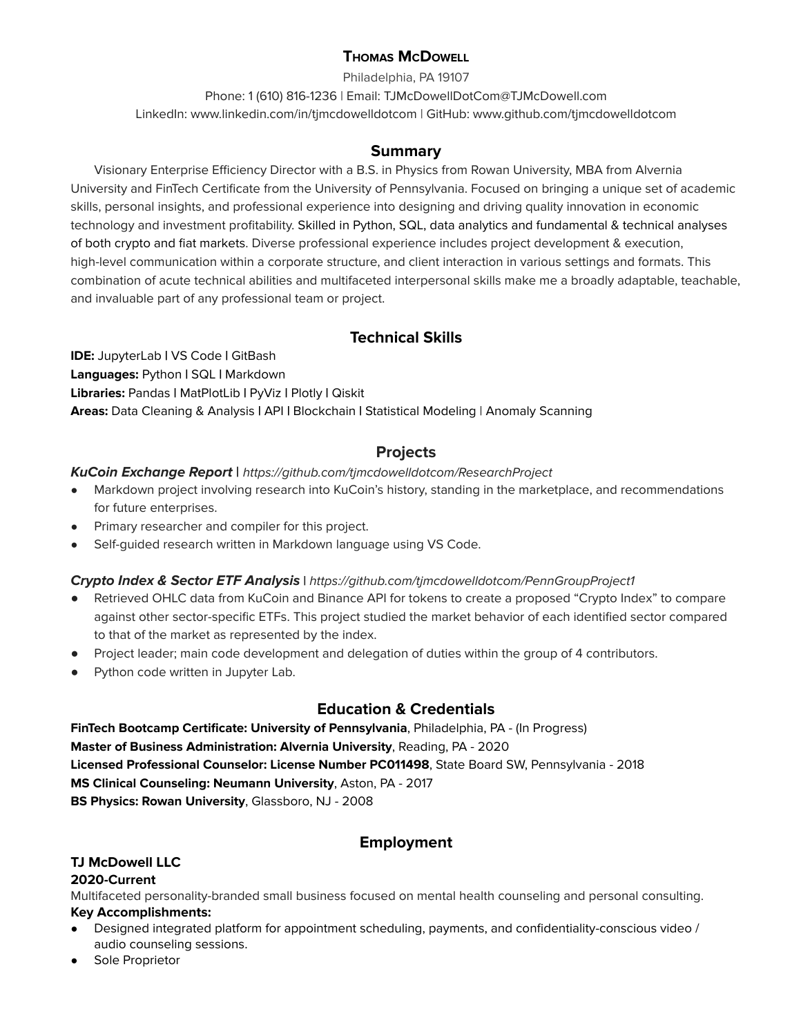# Thomas McDowell

Philadelphia, PA 19107

Phone: 1 (610) 816-1236 | Email: TJMcDowellDotCom@TJMcDowell.com

LinkedIn: www.linkedin.com/in/tjmcdowelldotcom | GitHub: www.github.com/tjmcdowelldotcom

## Summary

Visionary Enterprise Efficiency Director with a B.S. in Physics from Rowan University, MBA from Alvernia University and FinTech Certificate from the University of Pennsylvania. Focused on bringing a unique set of academic skills, personal insights, and professional experience into designing and driving quality innovation in economic technology and investment profitability. Skilled in Python, SQL, data analytics and fundamental & technical analyses of both crypto and fiat markets. Diverse professional experience includes project development & execution, high-level communication within a corporate structure, and client interaction in various settings and formats. This combination of acute technical abilities and multifaceted interpersonal skills make me a broadly adaptable, teachable, and invaluable part of any professional team or project.

## Technical Skills

**IDE:** JupyterLab | VS Code | GitBash

**Languages:** Python | SQL | Markdown

**Libraries:** Pandas | MatPlotLib | PyViz | Plotly | Qiskit

**Areas:** Data Cleaning & Analysis | API | Blockchain | Statistical Modeling | Anomaly Scanning

## Projects

***KuCoin Exchange Report*** | *https://github.com/tjmcdowelldotcom/ResearchProject*

- Markdown project involving research into KuCoin's history, standing in the marketplace, and recommendations for future enterprises.
- Primary researcher and compiler for this project.
- Self-guided research written in Markdown language using VS Code.

***Crypto Index & Sector ETF Analysis*** | *https://github.com/tjmcdowelldotcom/PennGroupProject1*

- Retrieved OHLC data from KuCoin and Binance API for tokens to create a proposed "Crypto Index" to compare against other sector-specific ETFs. This project studied the market behavior of each identified sector compared to that of the market as represented by the index.
- Project leader; main code development and delegation of duties within the group of 4 contributors.
- Python code written in Jupyter Lab.

## Education & Credentials

**FinTech Bootcamp Certificate: University of Pennsylvania**, Philadelphia, PA - (In Progress)

**Master of Business Administration: Alvernia University**, Reading, PA - 2020

**Licensed Professional Counselor: License Number PC011498**, State Board SW, Pennsylvania - 2018

**MS Clinical Counseling: Neumann University**, Aston, PA - 2017

**BS Physics: Rowan University**, Glassboro, NJ - 2008

## Employment

**TJ McDowell LLC**

**2020-Current**

Multifaceted personality-branded small business focused on mental health counseling and personal consulting.

**Key Accomplishments:**

- Designed integrated platform for appointment scheduling, payments, and confidentiality-conscious video / audio counseling sessions.
- Sole Proprietor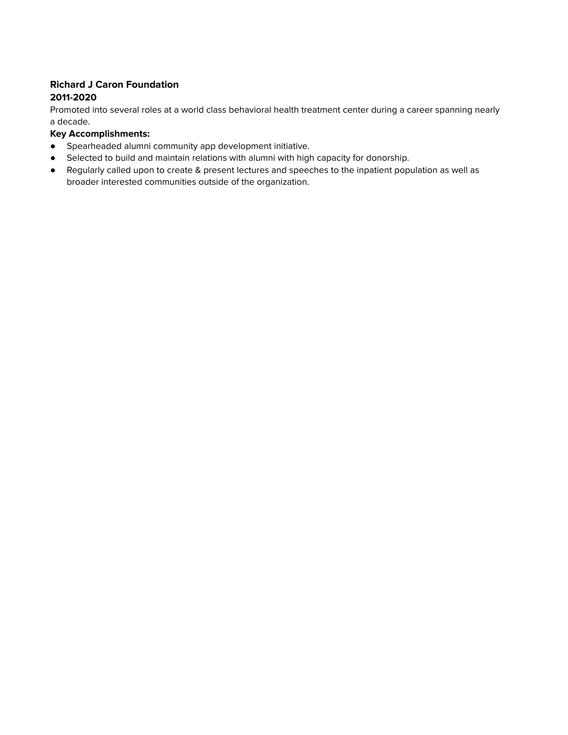**Richard J Caron Foundation**
**2011-2020**
Promoted into several roles at a world class behavioral health treatment center during a career spanning nearly a decade.
**Key Accomplishments:**

- Spearheaded alumni community app development initiative.
- Selected to build and maintain relations with alumni with high capacity for donorship.
- Regularly called upon to create & present lectures and speeches to the inpatient population as well as broader interested communities outside of the organization.